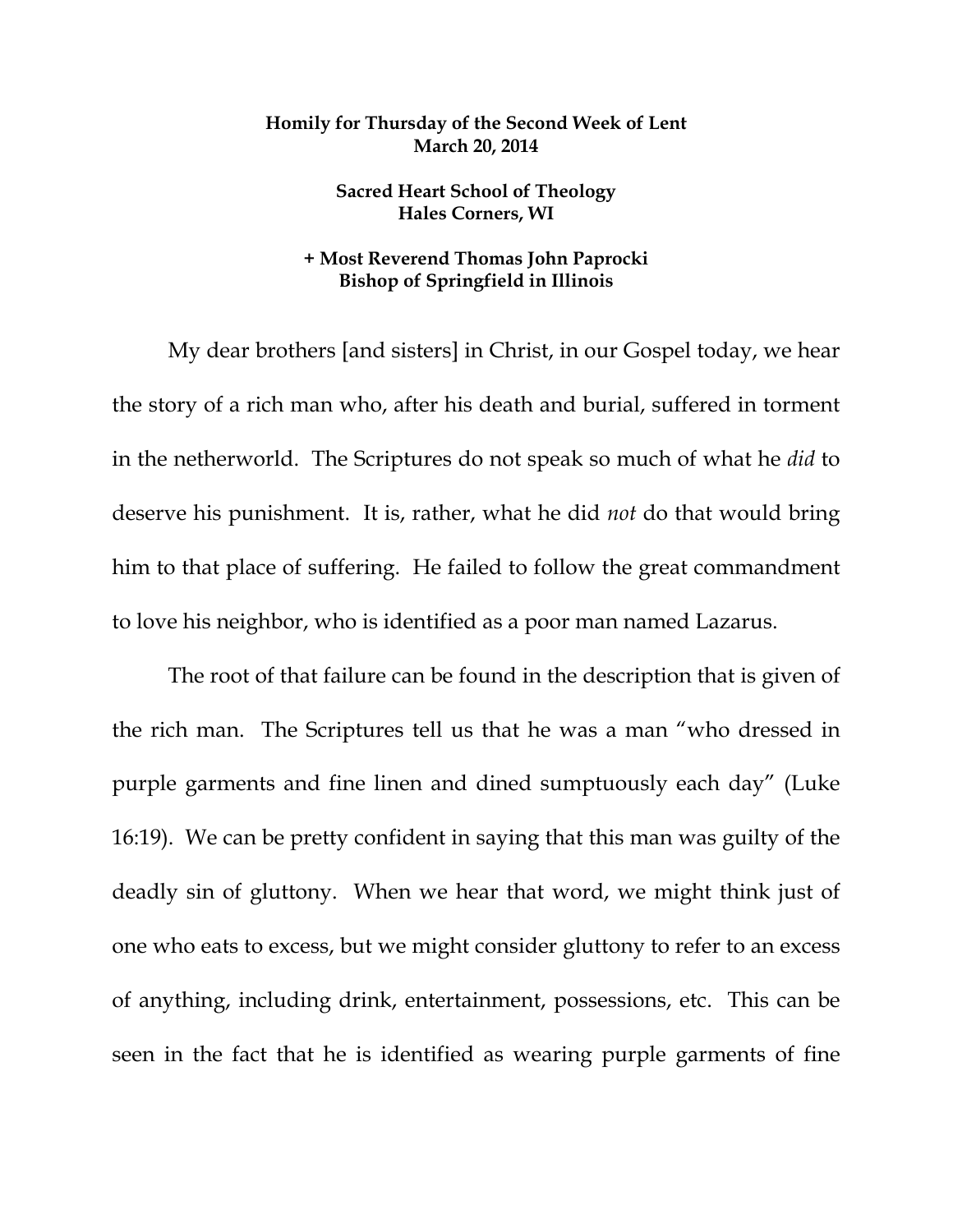**Homily for Thursday of the Second Week of Lent**
**March 20, 2014**

**Sacred Heart School of Theology**
**Hales Corners, WI**

**+ Most Reverend Thomas John Paprocki**
**Bishop of Springfield in Illinois**

My dear brothers [and sisters] in Christ, in our Gospel today, we hear the story of a rich man who, after his death and burial, suffered in torment in the netherworld. The Scriptures do not speak so much of what he *did* to deserve his punishment. It is, rather, what he did *not* do that would bring him to that place of suffering. He failed to follow the great commandment to love his neighbor, who is identified as a poor man named Lazarus.

The root of that failure can be found in the description that is given of the rich man. The Scriptures tell us that he was a man "who dressed in purple garments and fine linen and dined sumptuously each day" (Luke 16:19). We can be pretty confident in saying that this man was guilty of the deadly sin of gluttony. When we hear that word, we might think just of one who eats to excess, but we might consider gluttony to refer to an excess of anything, including drink, entertainment, possessions, etc. This can be seen in the fact that he is identified as wearing purple garments of fine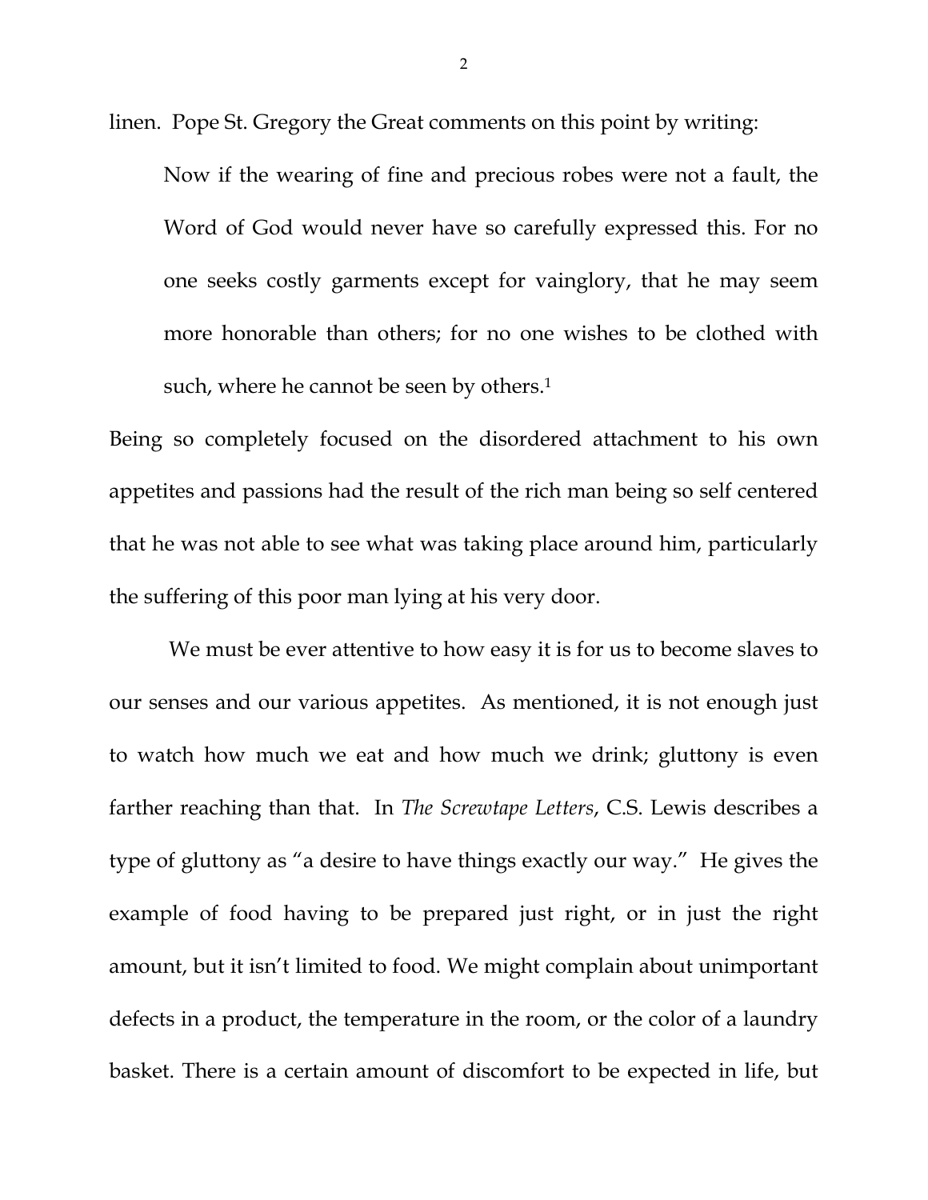linen. Pope St. Gregory the Great comments on this point by writing:

> Now if the wearing of fine and precious robes were not a fault, the Word of God would never have so carefully expressed this. For no one seeks costly garments except for vainglory, that he may seem more honorable than others; for no one wishes to be clothed with such, where he cannot be seen by others.[1]

Being so completely focused on the disordered attachment to his own appetites and passions had the result of the rich man being so self centered that he was not able to see what was taking place around him, particularly the suffering of this poor man lying at his very door.

We must be ever attentive to how easy it is for us to become slaves to our senses and our various appetites. As mentioned, it is not enough just to watch how much we eat and how much we drink; gluttony is even farther reaching than that. In *The Screwtape Letters*, C.S. Lewis describes a type of gluttony as "a desire to have things exactly our way." He gives the example of food having to be prepared just right, or in just the right amount, but it isn't limited to food. We might complain about unimportant defects in a product, the temperature in the room, or the color of a laundry basket. There is a certain amount of discomfort to be expected in life, but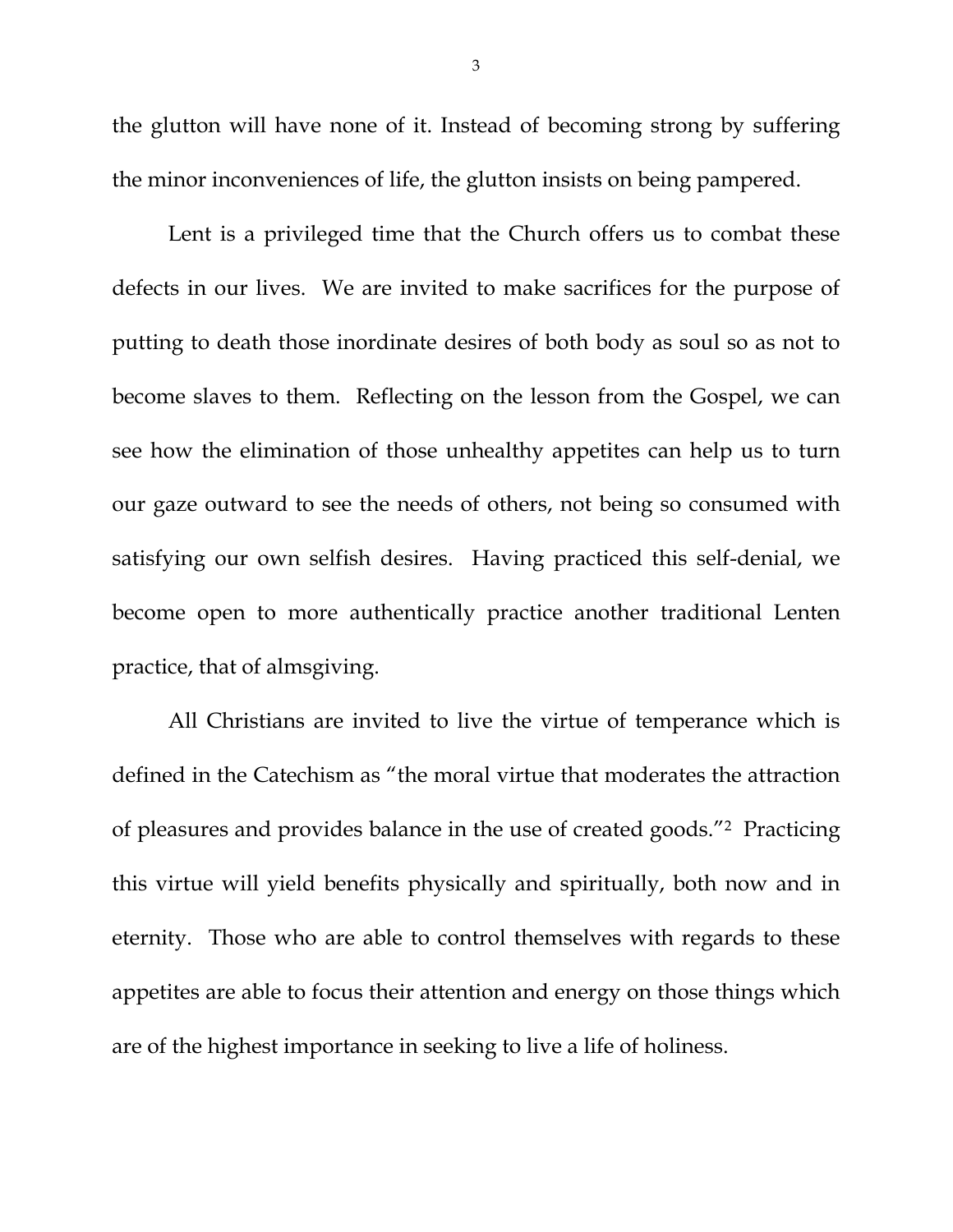the glutton will have none of it. Instead of becoming strong by suffering the minor inconveniences of life, the glutton insists on being pampered.

Lent is a privileged time that the Church offers us to combat these defects in our lives. We are invited to make sacrifices for the purpose of putting to death those inordinate desires of both body as soul so as not to become slaves to them. Reflecting on the lesson from the Gospel, we can see how the elimination of those unhealthy appetites can help us to turn our gaze outward to see the needs of others, not being so consumed with satisfying our own selfish desires. Having practiced this self-denial, we become open to more authentically practice another traditional Lenten practice, that of almsgiving.

All Christians are invited to live the virtue of temperance which is defined in the Catechism as "the moral virtue that moderates the attraction of pleasures and provides balance in the use of created goods."[2] Practicing this virtue will yield benefits physically and spiritually, both now and in eternity. Those who are able to control themselves with regards to these appetites are able to focus their attention and energy on those things which are of the highest importance in seeking to live a life of holiness.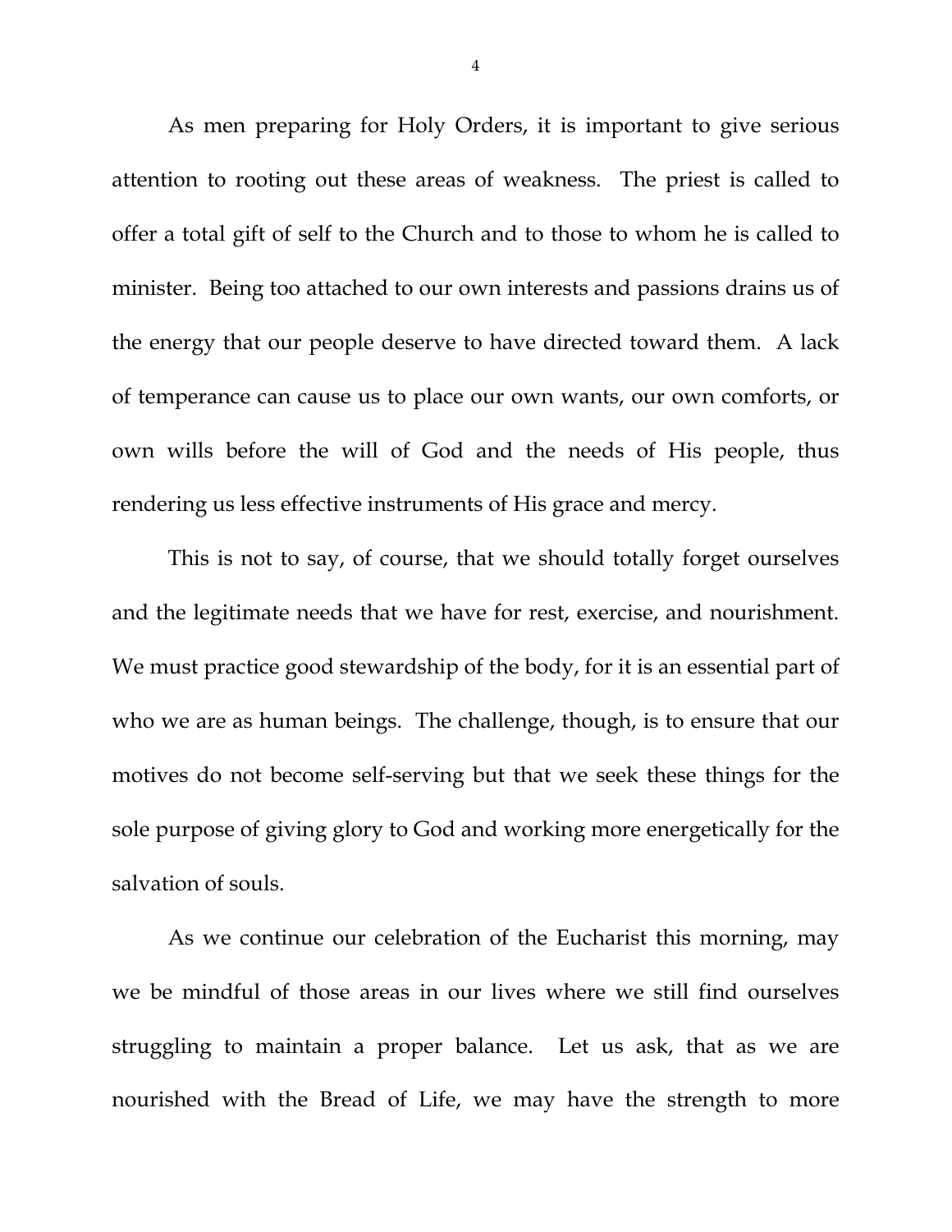As men preparing for Holy Orders, it is important to give serious attention to rooting out these areas of weakness. The priest is called to offer a total gift of self to the Church and to those to whom he is called to minister. Being too attached to our own interests and passions drains us of the energy that our people deserve to have directed toward them. A lack of temperance can cause us to place our own wants, our own comforts, or own wills before the will of God and the needs of His people, thus rendering us less effective instruments of His grace and mercy.

This is not to say, of course, that we should totally forget ourselves and the legitimate needs that we have for rest, exercise, and nourishment. We must practice good stewardship of the body, for it is an essential part of who we are as human beings. The challenge, though, is to ensure that our motives do not become self-serving but that we seek these things for the sole purpose of giving glory to God and working more energetically for the salvation of souls.

As we continue our celebration of the Eucharist this morning, may we be mindful of those areas in our lives where we still find ourselves struggling to maintain a proper balance. Let us ask, that as we are nourished with the Bread of Life, we may have the strength to more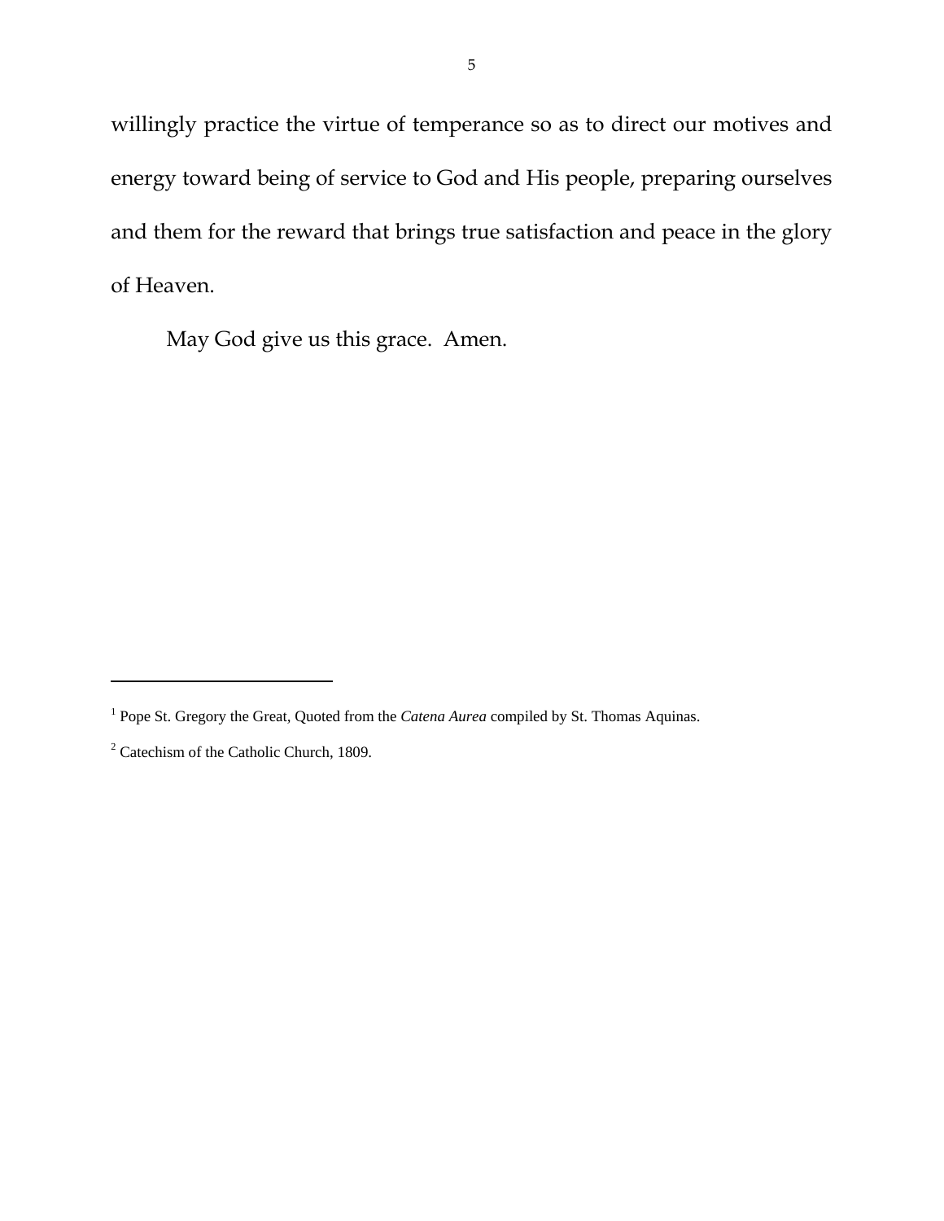willingly practice the virtue of temperance so as to direct our motives and energy toward being of service to God and His people, preparing ourselves and them for the reward that brings true satisfaction and peace in the glory of Heaven.

May God give us this grace. Amen.

---

[1] Pope St. Gregory the Great, Quoted from the *Catena Aurea* compiled by St. Thomas Aquinas.

[2] Catechism of the Catholic Church, 1809.